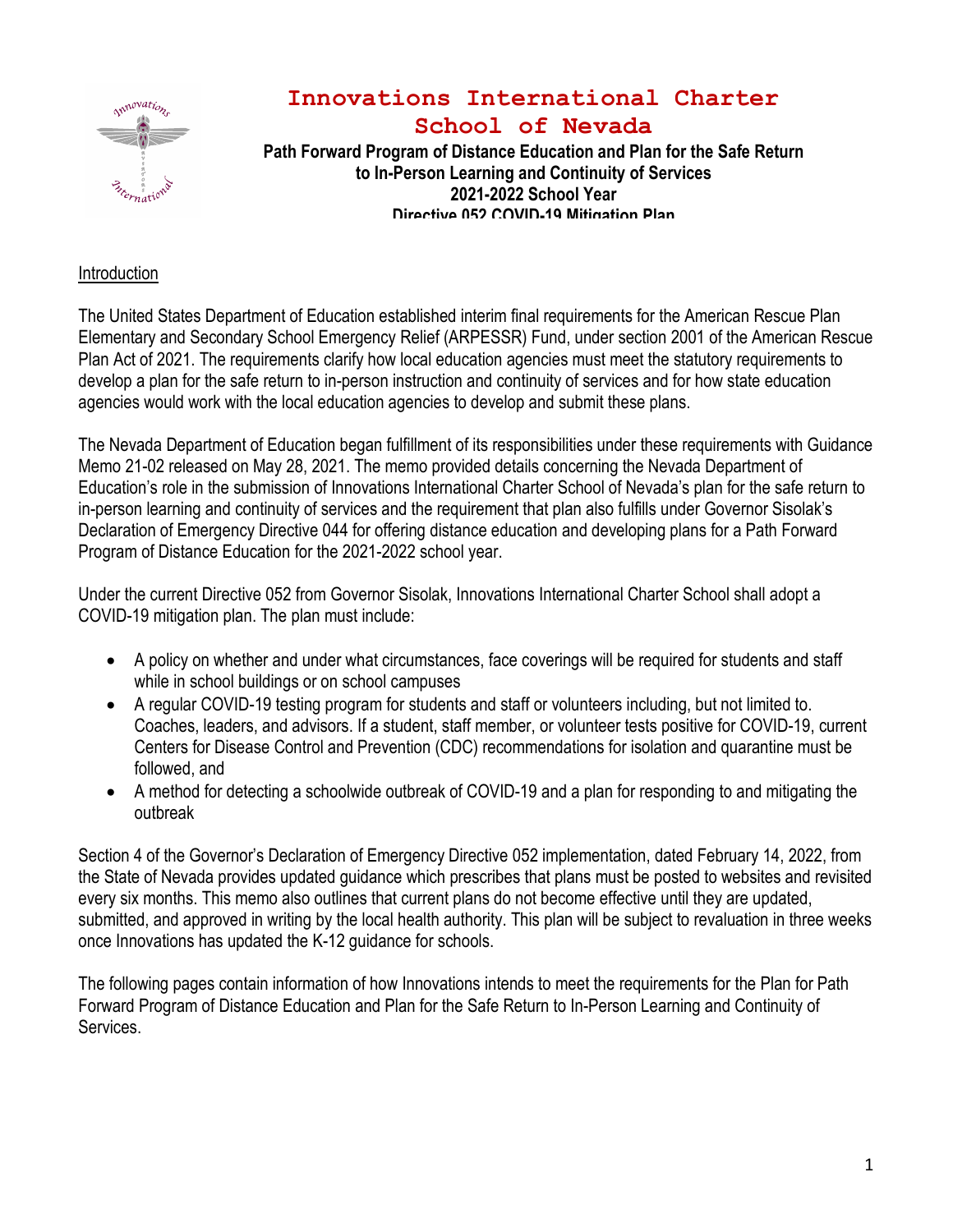# Innovations International Charter School of Nevada

**Path Forward Program of Distance Education and Plan for the Safe Return to In-Person Learning and Continuity of Services**
**2021-2022 School Year**
**Directive 052 COVID-19 Mitigation Plan**

## Introduction

The United States Department of Education established interim final requirements for the American Rescue Plan Elementary and Secondary School Emergency Relief (ARPESSR) Fund, under section 2001 of the American Rescue Plan Act of 2021. The requirements clarify how local education agencies must meet the statutory requirements to develop a plan for the safe return to in-person instruction and continuity of services and for how state education agencies would work with the local education agencies to develop and submit these plans.

The Nevada Department of Education began fulfillment of its responsibilities under these requirements with Guidance Memo 21-02 released on May 28, 2021. The memo provided details concerning the Nevada Department of Education's role in the submission of Innovations International Charter School of Nevada's plan for the safe return to in-person learning and continuity of services and the requirement that plan also fulfills under Governor Sisolak's Declaration of Emergency Directive 044 for offering distance education and developing plans for a Path Forward Program of Distance Education for the 2021-2022 school year.

Under the current Directive 052 from Governor Sisolak, Innovations International Charter School shall adopt a COVID-19 mitigation plan. The plan must include:

- A policy on whether and under what circumstances, face coverings will be required for students and staff while in school buildings or on school campuses
- A regular COVID-19 testing program for students and staff or volunteers including, but not limited to. Coaches, leaders, and advisors. If a student, staff member, or volunteer tests positive for COVID-19, current Centers for Disease Control and Prevention (CDC) recommendations for isolation and quarantine must be followed, and
- A method for detecting a schoolwide outbreak of COVID-19 and a plan for responding to and mitigating the outbreak

Section 4 of the Governor's Declaration of Emergency Directive 052 implementation, dated February 14, 2022, from the State of Nevada provides updated guidance which prescribes that plans must be posted to websites and revisited every six months. This memo also outlines that current plans do not become effective until they are updated, submitted, and approved in writing by the local health authority. This plan will be subject to revaluation in three weeks once Innovations has updated the K-12 guidance for schools.

The following pages contain information of how Innovations intends to meet the requirements for the Plan for Path Forward Program of Distance Education and Plan for the Safe Return to In-Person Learning and Continuity of Services.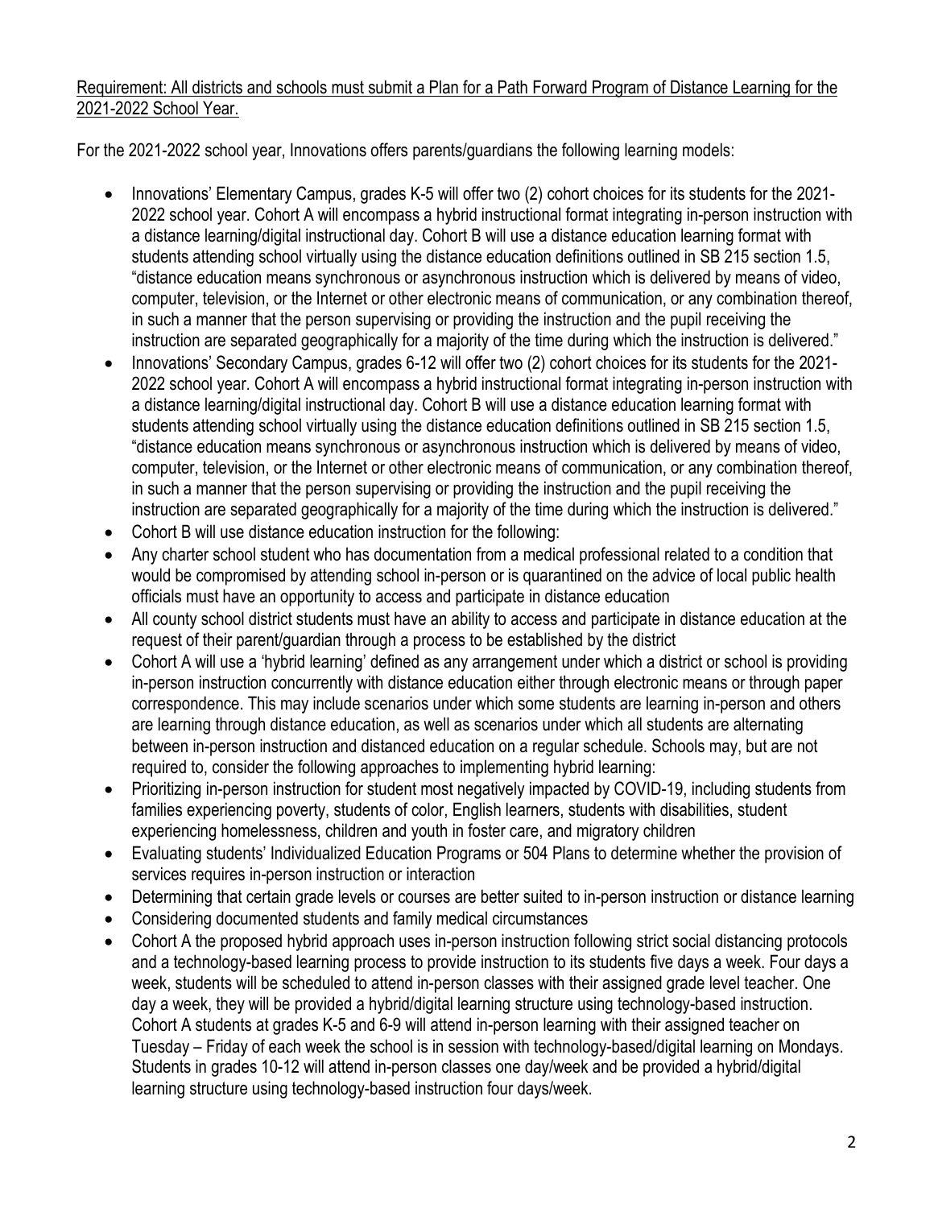<u>Requirement: All districts and schools must submit a Plan for a Path Forward Program of Distance Learning for the 2021-2022 School Year.</u>

For the 2021-2022 school year, Innovations offers parents/guardians the following learning models:

- Innovations' Elementary Campus, grades K-5 will offer two (2) cohort choices for its students for the 2021-2022 school year. Cohort A will encompass a hybrid instructional format integrating in-person instruction with a distance learning/digital instructional day. Cohort B will use a distance education learning format with students attending school virtually using the distance education definitions outlined in SB 215 section 1.5, "distance education means synchronous or asynchronous instruction which is delivered by means of video, computer, television, or the Internet or other electronic means of communication, or any combination thereof, in such a manner that the person supervising or providing the instruction and the pupil receiving the instruction are separated geographically for a majority of the time during which the instruction is delivered."
- Innovations' Secondary Campus, grades 6-12 will offer two (2) cohort choices for its students for the 2021-2022 school year. Cohort A will encompass a hybrid instructional format integrating in-person instruction with a distance learning/digital instructional day. Cohort B will use a distance education learning format with students attending school virtually using the distance education definitions outlined in SB 215 section 1.5, "distance education means synchronous or asynchronous instruction which is delivered by means of video, computer, television, or the Internet or other electronic means of communication, or any combination thereof, in such a manner that the person supervising or providing the instruction and the pupil receiving the instruction are separated geographically for a majority of the time during which the instruction is delivered."
- Cohort B will use distance education instruction for the following:
- Any charter school student who has documentation from a medical professional related to a condition that would be compromised by attending school in-person or is quarantined on the advice of local public health officials must have an opportunity to access and participate in distance education
- All county school district students must have an ability to access and participate in distance education at the request of their parent/guardian through a process to be established by the district
- Cohort A will use a 'hybrid learning' defined as any arrangement under which a district or school is providing in-person instruction concurrently with distance education either through electronic means or through paper correspondence. This may include scenarios under which some students are learning in-person and others are learning through distance education, as well as scenarios under which all students are alternating between in-person instruction and distanced education on a regular schedule. Schools may, but are not required to, consider the following approaches to implementing hybrid learning:
- Prioritizing in-person instruction for student most negatively impacted by COVID-19, including students from families experiencing poverty, students of color, English learners, students with disabilities, student experiencing homelessness, children and youth in foster care, and migratory children
- Evaluating students' Individualized Education Programs or 504 Plans to determine whether the provision of services requires in-person instruction or interaction
- Determining that certain grade levels or courses are better suited to in-person instruction or distance learning
- Considering documented students and family medical circumstances
- Cohort A the proposed hybrid approach uses in-person instruction following strict social distancing protocols and a technology-based learning process to provide instruction to its students five days a week. Four days a week, students will be scheduled to attend in-person classes with their assigned grade level teacher. One day a week, they will be provided a hybrid/digital learning structure using technology-based instruction. Cohort A students at grades K-5 and 6-9 will attend in-person learning with their assigned teacher on Tuesday – Friday of each week the school is in session with technology-based/digital learning on Mondays. Students in grades 10-12 will attend in-person classes one day/week and be provided a hybrid/digital learning structure using technology-based instruction four days/week.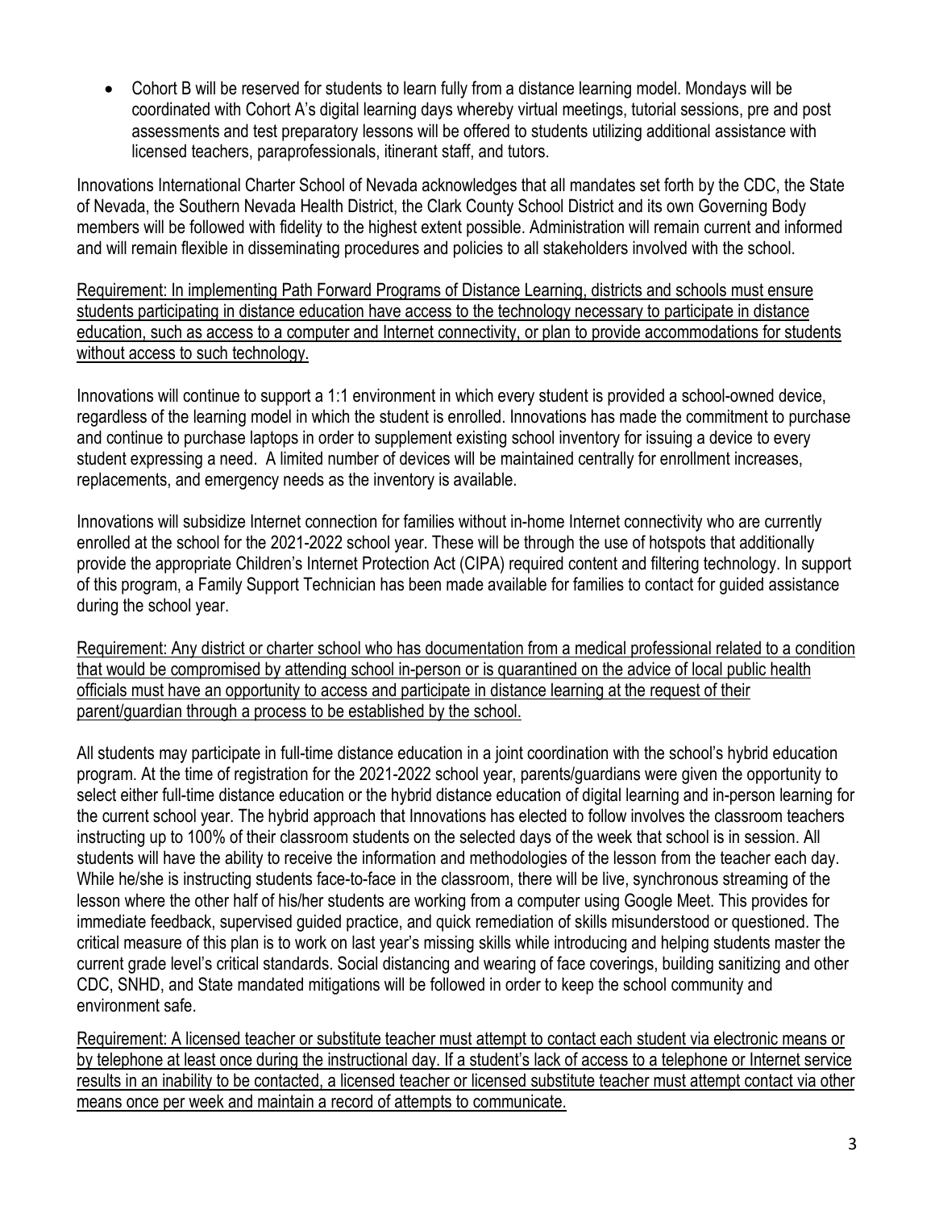- Cohort B will be reserved for students to learn fully from a distance learning model. Mondays will be coordinated with Cohort A's digital learning days whereby virtual meetings, tutorial sessions, pre and post assessments and test preparatory lessons will be offered to students utilizing additional assistance with licensed teachers, paraprofessionals, itinerant staff, and tutors.

Innovations International Charter School of Nevada acknowledges that all mandates set forth by the CDC, the State of Nevada, the Southern Nevada Health District, the Clark County School District and its own Governing Body members will be followed with fidelity to the highest extent possible. Administration will remain current and informed and will remain flexible in disseminating procedures and policies to all stakeholders involved with the school.

<u>Requirement: In implementing Path Forward Programs of Distance Learning, districts and schools must ensure students participating in distance education have access to the technology necessary to participate in distance education, such as access to a computer and Internet connectivity, or plan to provide accommodations for students without access to such technology.</u>

Innovations will continue to support a 1:1 environment in which every student is provided a school-owned device, regardless of the learning model in which the student is enrolled. Innovations has made the commitment to purchase and continue to purchase laptops in order to supplement existing school inventory for issuing a device to every student expressing a need. A limited number of devices will be maintained centrally for enrollment increases, replacements, and emergency needs as the inventory is available.

Innovations will subsidize Internet connection for families without in-home Internet connectivity who are currently enrolled at the school for the 2021-2022 school year. These will be through the use of hotspots that additionally provide the appropriate Children's Internet Protection Act (CIPA) required content and filtering technology. In support of this program, a Family Support Technician has been made available for families to contact for guided assistance during the school year.

<u>Requirement: Any district or charter school who has documentation from a medical professional related to a condition that would be compromised by attending school in-person or is quarantined on the advice of local public health officials must have an opportunity to access and participate in distance learning at the request of their parent/guardian through a process to be established by the school.</u>

All students may participate in full-time distance education in a joint coordination with the school's hybrid education program. At the time of registration for the 2021-2022 school year, parents/guardians were given the opportunity to select either full-time distance education or the hybrid distance education of digital learning and in-person learning for the current school year. The hybrid approach that Innovations has elected to follow involves the classroom teachers instructing up to 100% of their classroom students on the selected days of the week that school is in session. All students will have the ability to receive the information and methodologies of the lesson from the teacher each day. While he/she is instructing students face-to-face in the classroom, there will be live, synchronous streaming of the lesson where the other half of his/her students are working from a computer using Google Meet. This provides for immediate feedback, supervised guided practice, and quick remediation of skills misunderstood or questioned. The critical measure of this plan is to work on last year's missing skills while introducing and helping students master the current grade level's critical standards. Social distancing and wearing of face coverings, building sanitizing and other CDC, SNHD, and State mandated mitigations will be followed in order to keep the school community and environment safe.

<u>Requirement: A licensed teacher or substitute teacher must attempt to contact each student via electronic means or by telephone at least once during the instructional day. If a student's lack of access to a telephone or Internet service results in an inability to be contacted, a licensed teacher or licensed substitute teacher must attempt contact via other means once per week and maintain a record of attempts to communicate.</u>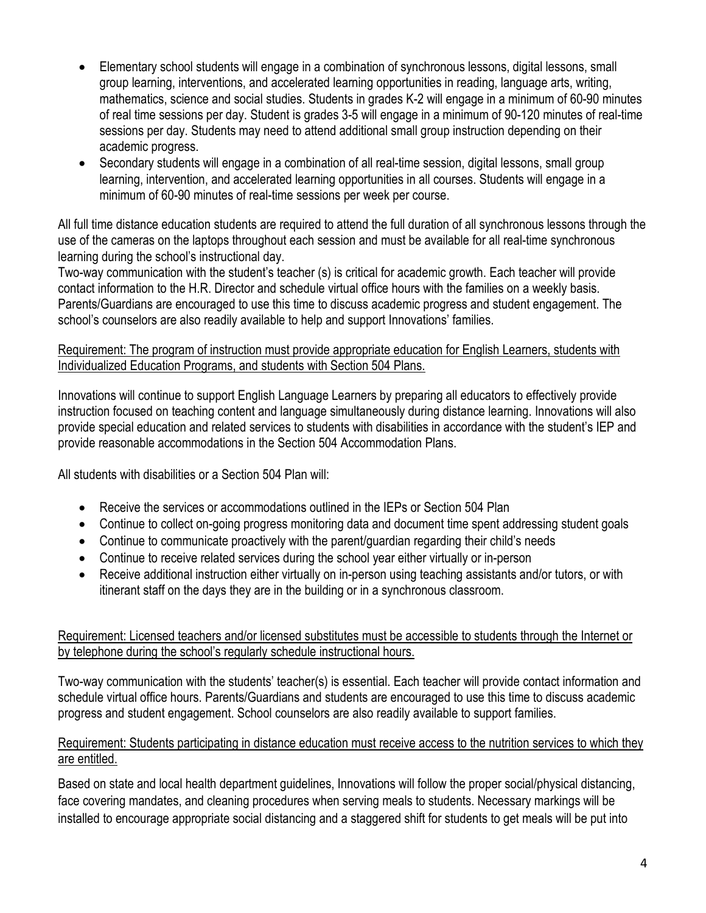- Elementary school students will engage in a combination of synchronous lessons, digital lessons, small group learning, interventions, and accelerated learning opportunities in reading, language arts, writing, mathematics, science and social studies. Students in grades K-2 will engage in a minimum of 60-90 minutes of real time sessions per day. Student is grades 3-5 will engage in a minimum of 90-120 minutes of real-time sessions per day. Students may need to attend additional small group instruction depending on their academic progress.
- Secondary students will engage in a combination of all real-time session, digital lessons, small group learning, intervention, and accelerated learning opportunities in all courses. Students will engage in a minimum of 60-90 minutes of real-time sessions per week per course.

All full time distance education students are required to attend the full duration of all synchronous lessons through the use of the cameras on the laptops throughout each session and must be available for all real-time synchronous learning during the school's instructional day.
Two-way communication with the student's teacher (s) is critical for academic growth. Each teacher will provide contact information to the H.R. Director and schedule virtual office hours with the families on a weekly basis. Parents/Guardians are encouraged to use this time to discuss academic progress and student engagement. The school's counselors are also readily available to help and support Innovations' families.

<u>Requirement: The program of instruction must provide appropriate education for English Learners, students with Individualized Education Programs, and students with Section 504 Plans.</u>

Innovations will continue to support English Language Learners by preparing all educators to effectively provide instruction focused on teaching content and language simultaneously during distance learning. Innovations will also provide special education and related services to students with disabilities in accordance with the student's IEP and provide reasonable accommodations in the Section 504 Accommodation Plans.

All students with disabilities or a Section 504 Plan will:

- Receive the services or accommodations outlined in the IEPs or Section 504 Plan
- Continue to collect on-going progress monitoring data and document time spent addressing student goals
- Continue to communicate proactively with the parent/guardian regarding their child's needs
- Continue to receive related services during the school year either virtually or in-person
- Receive additional instruction either virtually on in-person using teaching assistants and/or tutors, or with itinerant staff on the days they are in the building or in a synchronous classroom.

<u>Requirement: Licensed teachers and/or licensed substitutes must be accessible to students through the Internet or by telephone during the school's regularly schedule instructional hours.</u>

Two-way communication with the students' teacher(s) is essential. Each teacher will provide contact information and schedule virtual office hours. Parents/Guardians and students are encouraged to use this time to discuss academic progress and student engagement. School counselors are also readily available to support families.

<u>Requirement: Students participating in distance education must receive access to the nutrition services to which they are entitled.</u>

Based on state and local health department guidelines, Innovations will follow the proper social/physical distancing, face covering mandates, and cleaning procedures when serving meals to students. Necessary markings will be installed to encourage appropriate social distancing and a staggered shift for students to get meals will be put into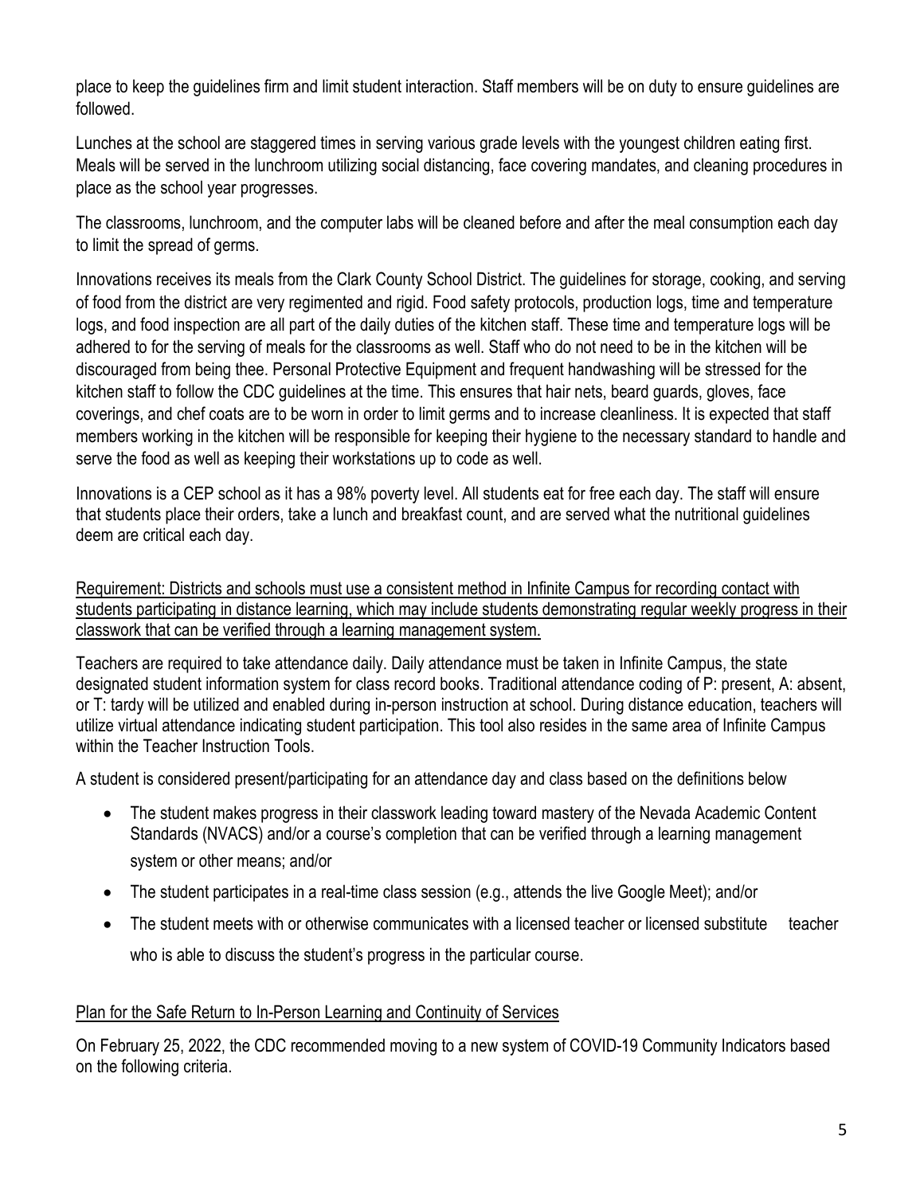place to keep the guidelines firm and limit student interaction. Staff members will be on duty to ensure guidelines are followed.

Lunches at the school are staggered times in serving various grade levels with the youngest children eating first. Meals will be served in the lunchroom utilizing social distancing, face covering mandates, and cleaning procedures in place as the school year progresses.

The classrooms, lunchroom, and the computer labs will be cleaned before and after the meal consumption each day to limit the spread of germs.

Innovations receives its meals from the Clark County School District. The guidelines for storage, cooking, and serving of food from the district are very regimented and rigid. Food safety protocols, production logs, time and temperature logs, and food inspection are all part of the daily duties of the kitchen staff. These time and temperature logs will be adhered to for the serving of meals for the classrooms as well. Staff who do not need to be in the kitchen will be discouraged from being thee. Personal Protective Equipment and frequent handwashing will be stressed for the kitchen staff to follow the CDC guidelines at the time. This ensures that hair nets, beard guards, gloves, face coverings, and chef coats are to be worn in order to limit germs and to increase cleanliness. It is expected that staff members working in the kitchen will be responsible for keeping their hygiene to the necessary standard to handle and serve the food as well as keeping their workstations up to code as well.

Innovations is a CEP school as it has a 98% poverty level. All students eat for free each day. The staff will ensure that students place their orders, take a lunch and breakfast count, and are served what the nutritional guidelines deem are critical each day.

<u>Requirement: Districts and schools must use a consistent method in Infinite Campus for recording contact with students participating in distance learning, which may include students demonstrating regular weekly progress in their classwork that can be verified through a learning management system.</u>

Teachers are required to take attendance daily. Daily attendance must be taken in Infinite Campus, the state designated student information system for class record books. Traditional attendance coding of P: present, A: absent, or T: tardy will be utilized and enabled during in-person instruction at school. During distance education, teachers will utilize virtual attendance indicating student participation. This tool also resides in the same area of Infinite Campus within the Teacher Instruction Tools.

A student is considered present/participating for an attendance day and class based on the definitions below

- The student makes progress in their classwork leading toward mastery of the Nevada Academic Content Standards (NVACS) and/or a course's completion that can be verified through a learning management system or other means; and/or
- The student participates in a real-time class session (e.g., attends the live Google Meet); and/or
- The student meets with or otherwise communicates with a licensed teacher or licensed substitute teacher who is able to discuss the student's progress in the particular course.

<u>Plan for the Safe Return to In-Person Learning and Continuity of Services</u>

On February 25, 2022, the CDC recommended moving to a new system of COVID-19 Community Indicators based on the following criteria.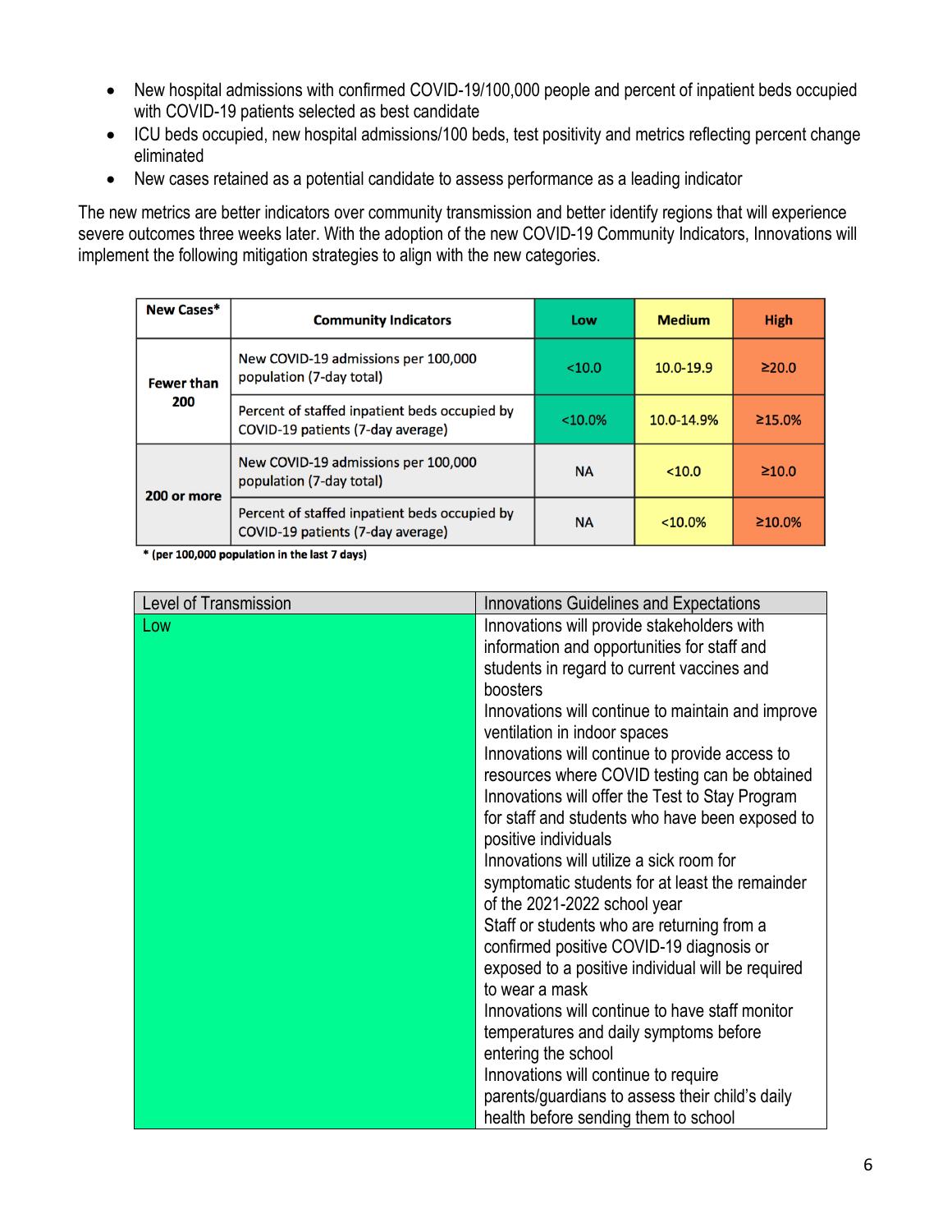- New hospital admissions with confirmed COVID-19/100,000 people and percent of inpatient beds occupied with COVID-19 patients selected as best candidate
- ICU beds occupied, new hospital admissions/100 beds, test positivity and metrics reflecting percent change eliminated
- New cases retained as a potential candidate to assess performance as a leading indicator

The new metrics are better indicators over community transmission and better identify regions that will experience severe outcomes three weeks later. With the adoption of the new COVID-19 Community Indicators, Innovations will implement the following mitigation strategies to align with the new categories.

| New Cases* | Community Indicators | Low | Medium | High |
|---|---|---|---|---|
| Fewer than 200 | New COVID-19 admissions per 100,000 population (7-day total) | <10.0 | 10.0-19.9 | ≥20.0 |
| | Percent of staffed inpatient beds occupied by COVID-19 patients (7-day average) | <10.0% | 10.0-14.9% | ≥15.0% |
| 200 or more | New COVID-19 admissions per 100,000 population (7-day total) | NA | <10.0 | ≥10.0 |
| | Percent of staffed inpatient beds occupied by COVID-19 patients (7-day average) | NA | <10.0% | ≥10.0% |

* (per 100,000 population in the last 7 days)

| Level of Transmission | Innovations Guidelines and Expectations |
|---|---|
| Low | Innovations will provide stakeholders with information and opportunities for staff and students in regard to current vaccines and boosters<br>Innovations will continue to maintain and improve ventilation in indoor spaces<br>Innovations will continue to provide access to resources where COVID testing can be obtained<br>Innovations will offer the Test to Stay Program for staff and students who have been exposed to positive individuals<br>Innovations will utilize a sick room for symptomatic students for at least the remainder of the 2021-2022 school year<br>Staff or students who are returning from a confirmed positive COVID-19 diagnosis or exposed to a positive individual will be required to wear a mask<br>Innovations will continue to have staff monitor temperatures and daily symptoms before entering the school<br>Innovations will continue to require parents/guardians to assess their child's daily health before sending them to school |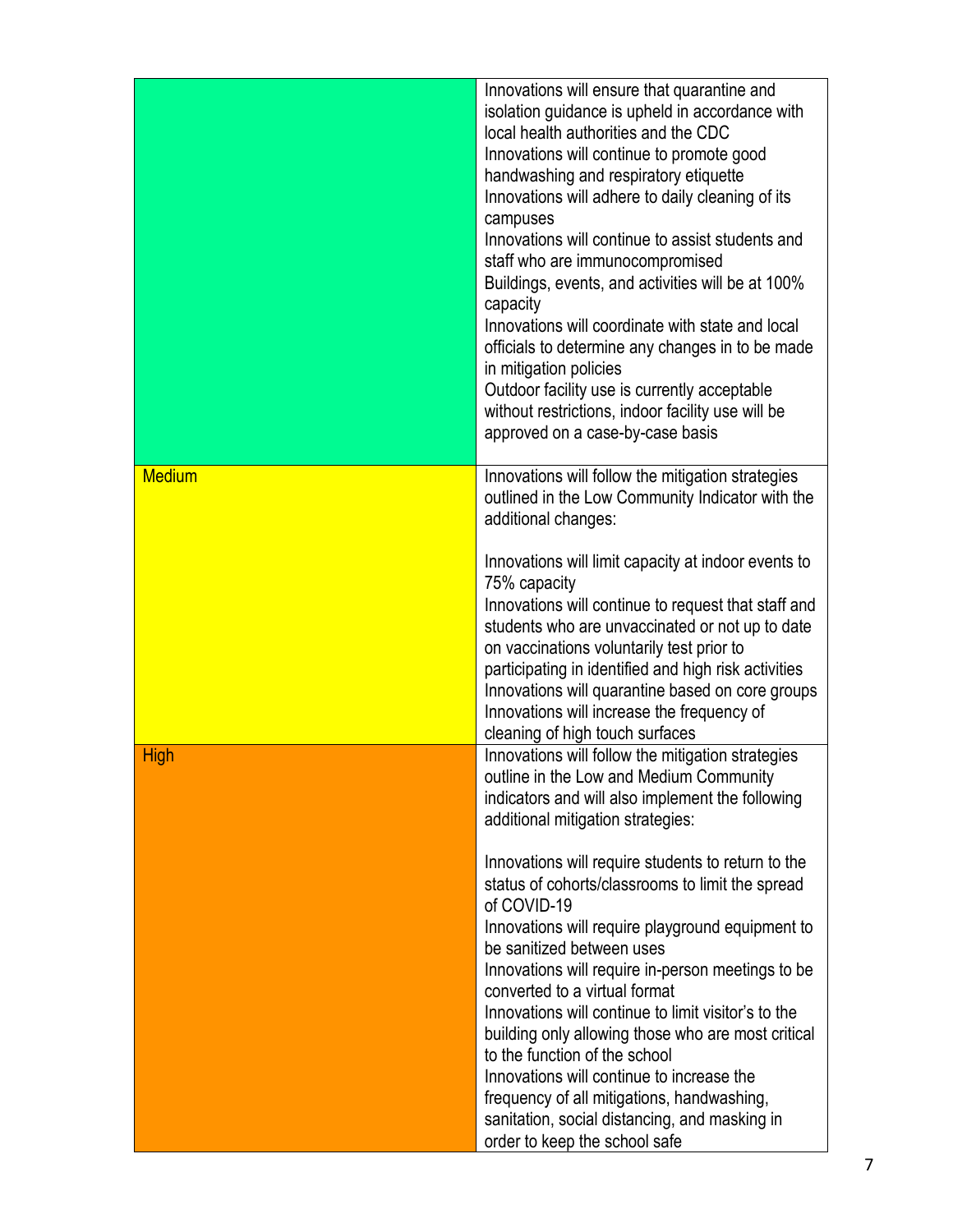| | |
|---|---|
| | Innovations will ensure that quarantine and isolation guidance is upheld in accordance with local health authorities and the CDC<br>Innovations will continue to promote good handwashing and respiratory etiquette<br>Innovations will adhere to daily cleaning of its campuses<br>Innovations will continue to assist students and staff who are immunocompromised<br>Buildings, events, and activities will be at 100% capacity<br>Innovations will coordinate with state and local officials to determine any changes in to be made in mitigation policies<br>Outdoor facility use is currently acceptable without restrictions, indoor facility use will be approved on a case-by-case basis |
| Medium | Innovations will follow the mitigation strategies outlined in the Low Community Indicator with the additional changes:<br><br>Innovations will limit capacity at indoor events to 75% capacity<br>Innovations will continue to request that staff and students who are unvaccinated or not up to date on vaccinations voluntarily test prior to participating in identified and high risk activities<br>Innovations will quarantine based on core groups<br>Innovations will increase the frequency of cleaning of high touch surfaces |
| High | Innovations will follow the mitigation strategies outline in the Low and Medium Community indicators and will also implement the following additional mitigation strategies:<br><br>Innovations will require students to return to the status of cohorts/classrooms to limit the spread of COVID-19<br>Innovations will require playground equipment to be sanitized between uses<br>Innovations will require in-person meetings to be converted to a virtual format<br>Innovations will continue to limit visitor's to the building only allowing those who are most critical to the function of the school<br>Innovations will continue to increase the frequency of all mitigations, handwashing, sanitation, social distancing, and masking in order to keep the school safe |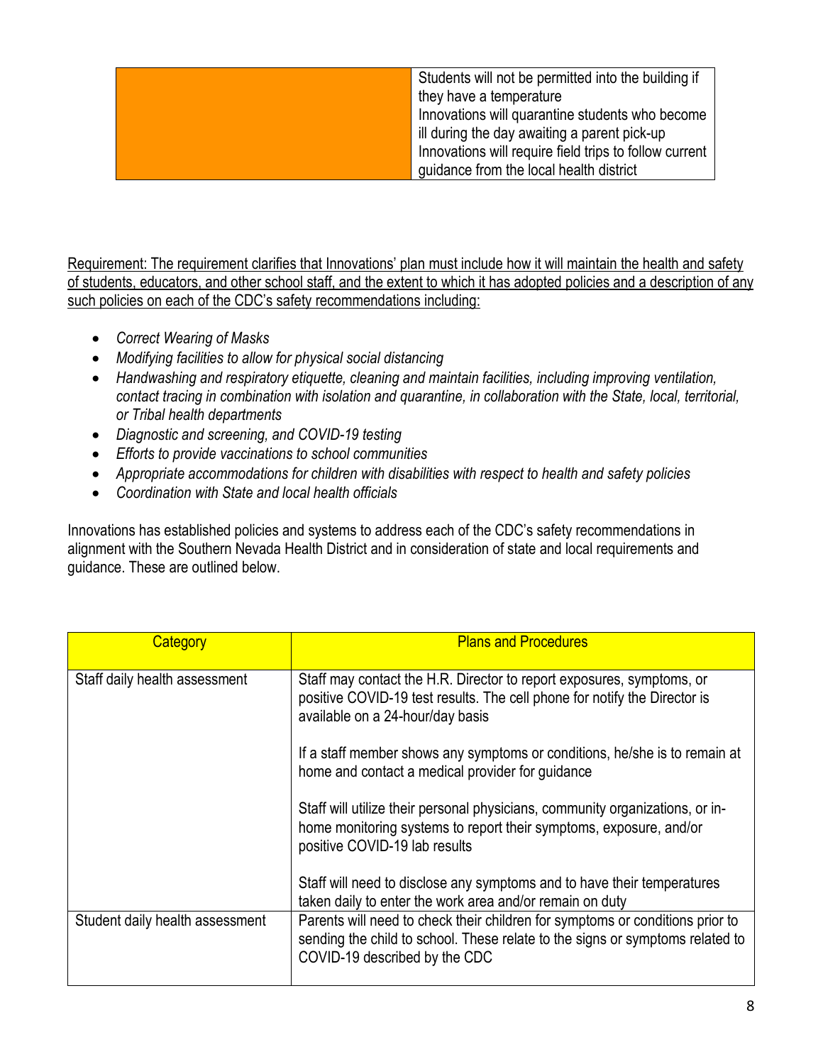| | |
|---|---|
| | Students will not be permitted into the building if they have a temperature<br>Innovations will quarantine students who become ill during the day awaiting a parent pick-up<br>Innovations will require field trips to follow current guidance from the local health district |

<u>Requirement: The requirement clarifies that Innovations' plan must include how it will maintain the health and safety of students, educators, and other school staff, and the extent to which it has adopted policies and a description of any such policies on each of the CDC's safety recommendations including:</u>

- *Correct Wearing of Masks*
- *Modifying facilities to allow for physical social distancing*
- *Handwashing and respiratory etiquette, cleaning and maintain facilities, including improving ventilation, contact tracing in combination with isolation and quarantine, in collaboration with the State, local, territorial, or Tribal health departments*
- *Diagnostic and screening, and COVID-19 testing*
- *Efforts to provide vaccinations to school communities*
- *Appropriate accommodations for children with disabilities with respect to health and safety policies*
- *Coordination with State and local health officials*

Innovations has established policies and systems to address each of the CDC's safety recommendations in alignment with the Southern Nevada Health District and in consideration of state and local requirements and guidance. These are outlined below.

| Category | Plans and Procedures |
|---|---|
| Staff daily health assessment | Staff may contact the H.R. Director to report exposures, symptoms, or positive COVID-19 test results. The cell phone for notify the Director is available on a 24-hour/day basis<br><br>If a staff member shows any symptoms or conditions, he/she is to remain at home and contact a medical provider for guidance<br><br>Staff will utilize their personal physicians, community organizations, or in-home monitoring systems to report their symptoms, exposure, and/or positive COVID-19 lab results<br><br>Staff will need to disclose any symptoms and to have their temperatures taken daily to enter the work area and/or remain on duty |
| Student daily health assessment | Parents will need to check their children for symptoms or conditions prior to sending the child to school. These relate to the signs or symptoms related to COVID-19 described by the CDC |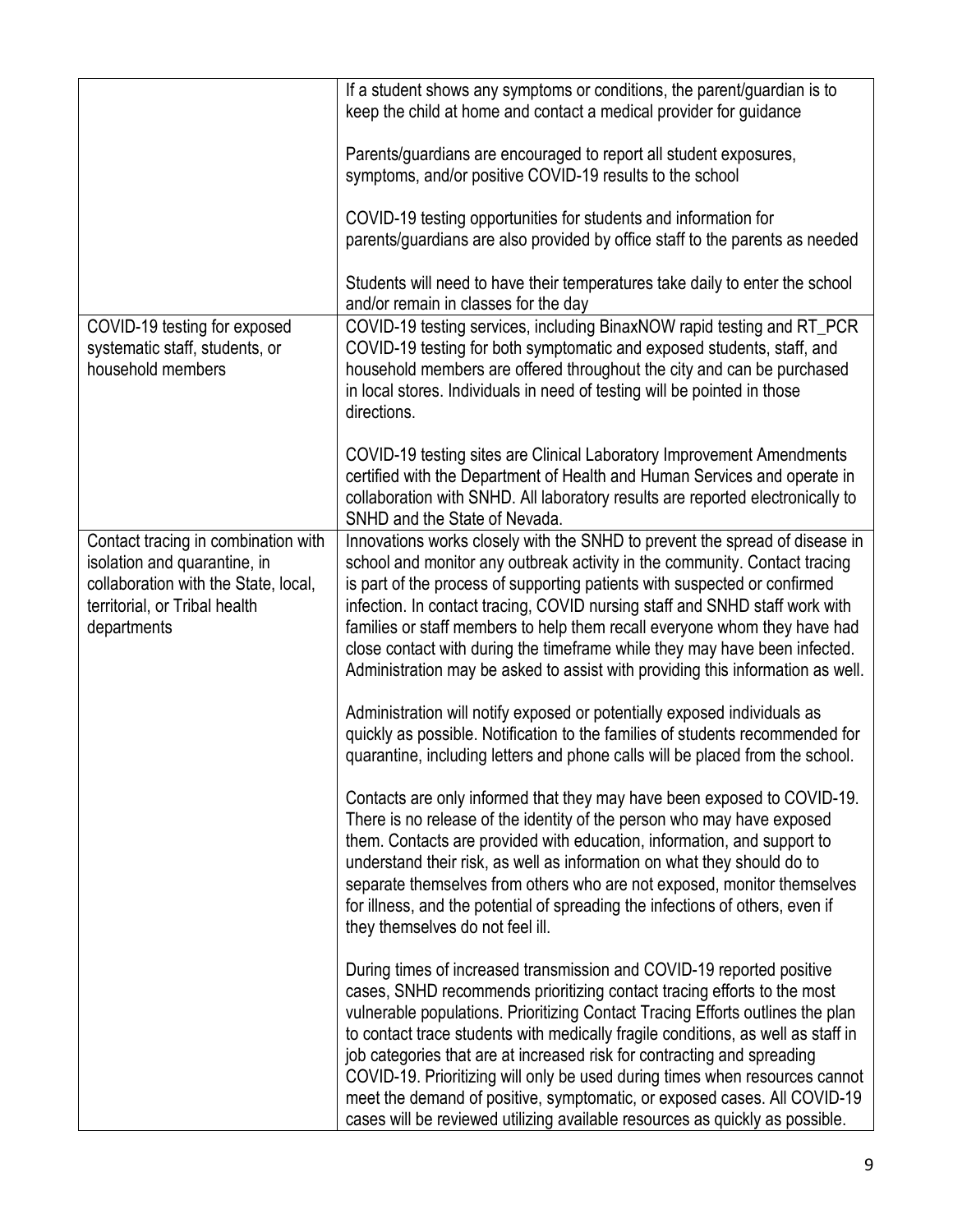| | |
|---|---|
| | If a student shows any symptoms or conditions, the parent/guardian is to keep the child at home and contact a medical provider for guidance<br><br>Parents/guardians are encouraged to report all student exposures, symptoms, and/or positive COVID-19 results to the school<br><br>COVID-19 testing opportunities for students and information for parents/guardians are also provided by office staff to the parents as needed<br><br>Students will need to have their temperatures take daily to enter the school and/or remain in classes for the day |
| COVID-19 testing for exposed systematic staff, students, or household members | COVID-19 testing services, including BinaxNOW rapid testing and RT_PCR COVID-19 testing for both symptomatic and exposed students, staff, and household members are offered throughout the city and can be purchased in local stores. Individuals in need of testing will be pointed in those directions.<br><br>COVID-19 testing sites are Clinical Laboratory Improvement Amendments certified with the Department of Health and Human Services and operate in collaboration with SNHD. All laboratory results are reported electronically to SNHD and the State of Nevada. |
| Contact tracing in combination with isolation and quarantine, in collaboration with the State, local, territorial, or Tribal health departments | Innovations works closely with the SNHD to prevent the spread of disease in school and monitor any outbreak activity in the community. Contact tracing is part of the process of supporting patients with suspected or confirmed infection. In contact tracing, COVID nursing staff and SNHD staff work with families or staff members to help them recall everyone whom they have had close contact with during the timeframe while they may have been infected. Administration may be asked to assist with providing this information as well.<br><br>Administration will notify exposed or potentially exposed individuals as quickly as possible. Notification to the families of students recommended for quarantine, including letters and phone calls will be placed from the school.<br><br>Contacts are only informed that they may have been exposed to COVID-19. There is no release of the identity of the person who may have exposed them. Contacts are provided with education, information, and support to understand their risk, as well as information on what they should do to separate themselves from others who are not exposed, monitor themselves for illness, and the potential of spreading the infections of others, even if they themselves do not feel ill.<br><br>During times of increased transmission and COVID-19 reported positive cases, SNHD recommends prioritizing contact tracing efforts to the most vulnerable populations. Prioritizing Contact Tracing Efforts outlines the plan to contact trace students with medically fragile conditions, as well as staff in job categories that are at increased risk for contracting and spreading COVID-19. Prioritizing will only be used during times when resources cannot meet the demand of positive, symptomatic, or exposed cases. All COVID-19 cases will be reviewed utilizing available resources as quickly as possible. |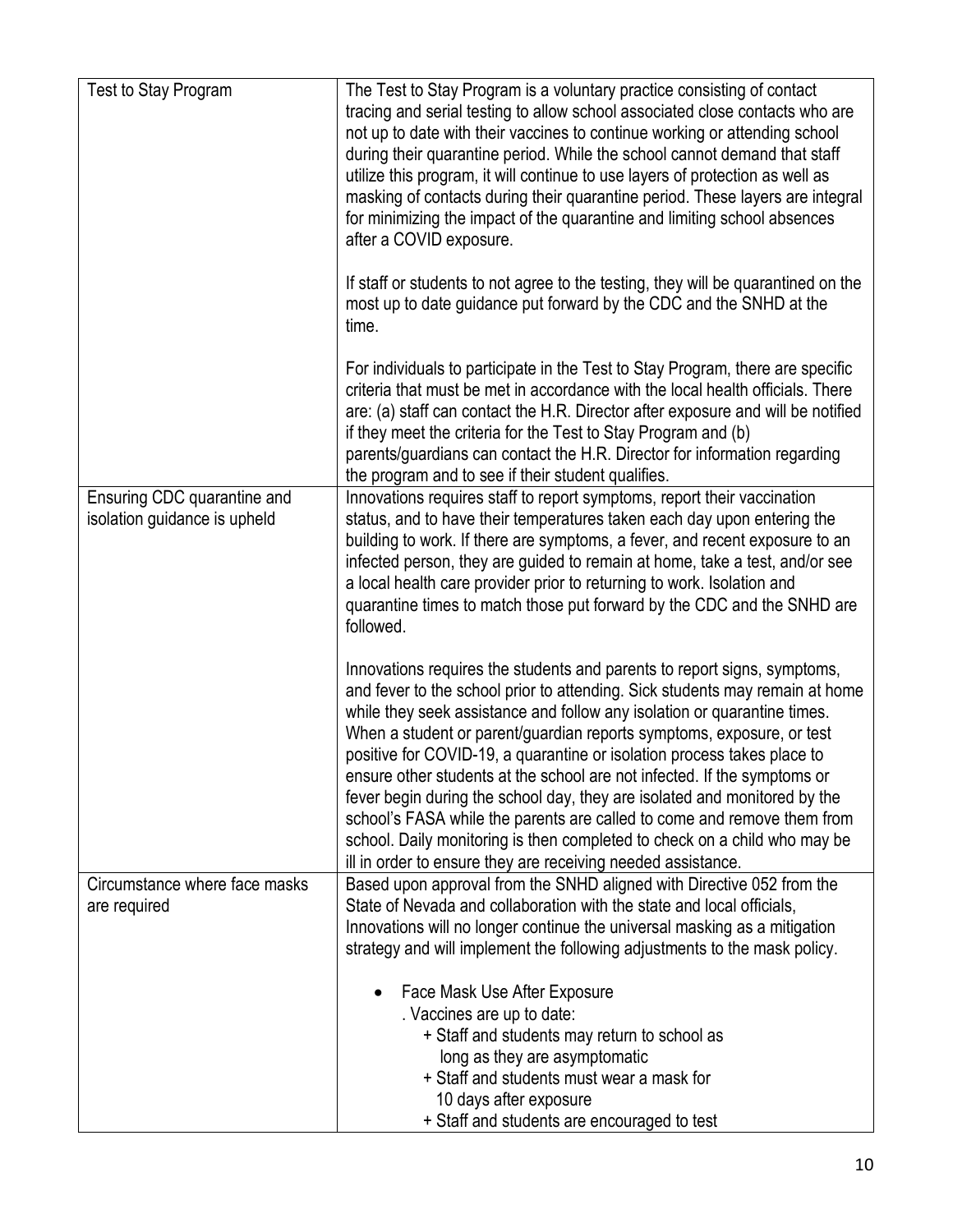| | |
|---|---|
| Test to Stay Program | The Test to Stay Program is a voluntary practice consisting of contact tracing and serial testing to allow school associated close contacts who are not up to date with their vaccines to continue working or attending school during their quarantine period. While the school cannot demand that staff utilize this program, it will continue to use layers of protection as well as masking of contacts during their quarantine period. These layers are integral for minimizing the impact of the quarantine and limiting school absences after a COVID exposure.<br><br>If staff or students to not agree to the testing, they will be quarantined on the most up to date guidance put forward by the CDC and the SNHD at the time.<br><br>For individuals to participate in the Test to Stay Program, there are specific criteria that must be met in accordance with the local health officials. There are: (a) staff can contact the H.R. Director after exposure and will be notified if they meet the criteria for the Test to Stay Program and (b) parents/guardians can contact the H.R. Director for information regarding the program and to see if their student qualifies. |
| Ensuring CDC quarantine and isolation guidance is upheld | Innovations requires staff to report symptoms, report their vaccination status, and to have their temperatures taken each day upon entering the building to work. If there are symptoms, a fever, and recent exposure to an infected person, they are guided to remain at home, take a test, and/or see a local health care provider prior to returning to work. Isolation and quarantine times to match those put forward by the CDC and the SNHD are followed.<br><br>Innovations requires the students and parents to report signs, symptoms, and fever to the school prior to attending. Sick students may remain at home while they seek assistance and follow any isolation or quarantine times. When a student or parent/guardian reports symptoms, exposure, or test positive for COVID-19, a quarantine or isolation process takes place to ensure other students at the school are not infected. If the symptoms or fever begin during the school day, they are isolated and monitored by the school's FASA while the parents are called to come and remove them from school. Daily monitoring is then completed to check on a child who may be ill in order to ensure they are receiving needed assistance. |
| Circumstance where face masks are required | Based upon approval from the SNHD aligned with Directive 052 from the State of Nevada and collaboration with the state and local officials, Innovations will no longer continue the universal masking as a mitigation strategy and will implement the following adjustments to the mask policy.<br><br>• Face Mask Use After Exposure<br>. Vaccines are up to date:<br>+ Staff and students may return to school as long as they are asymptomatic<br>+ Staff and students must wear a mask for 10 days after exposure<br>+ Staff and students are encouraged to test |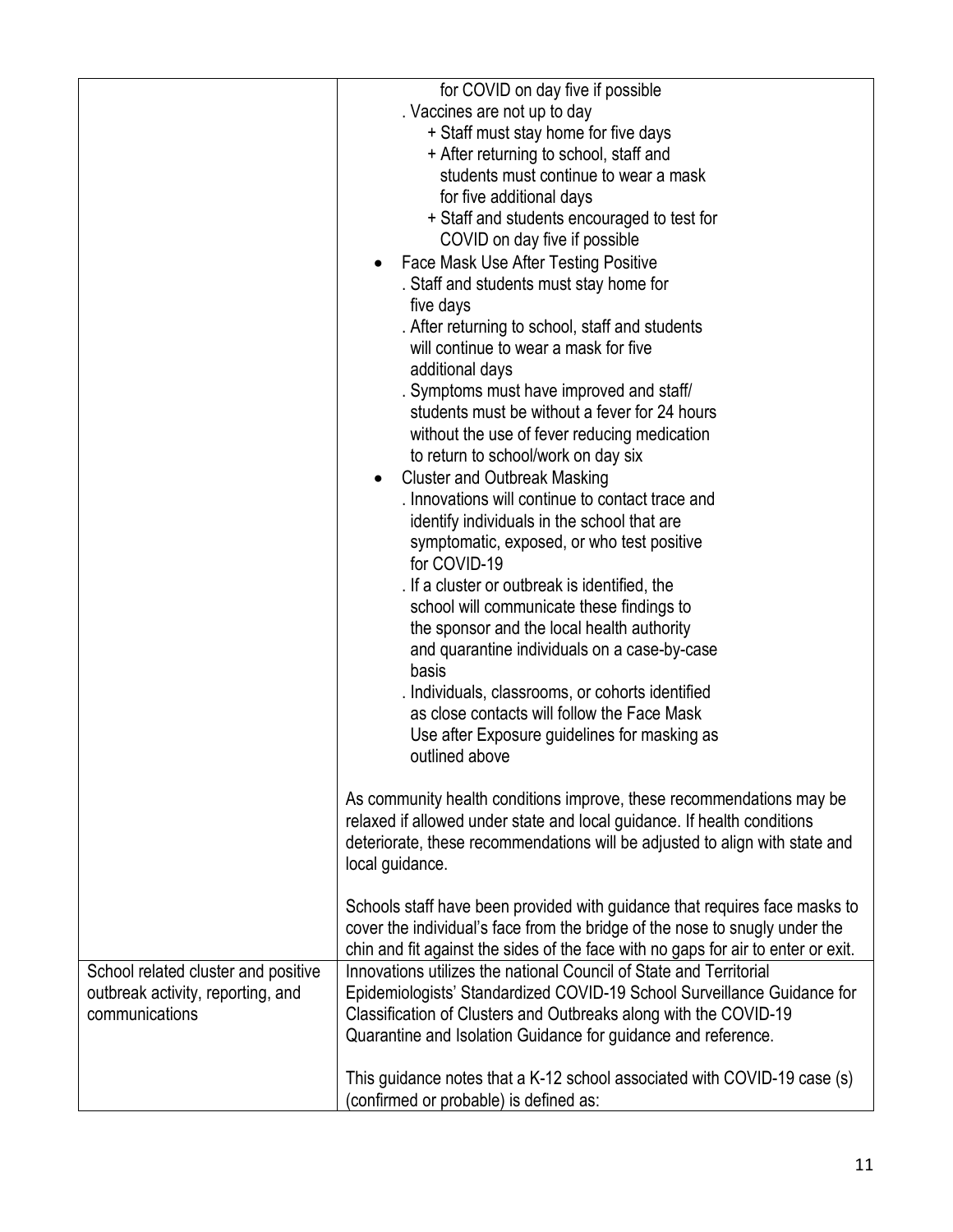| | |
|---|---|
| | for COVID on day five if possible<br>. Vaccines are not up to day<br>+ Staff must stay home for five days<br>+ After returning to school, staff and students must continue to wear a mask for five additional days<br>+ Staff and students encouraged to test for COVID on day five if possible<br>• Face Mask Use After Testing Positive<br>. Staff and students must stay home for five days<br>. After returning to school, staff and students will continue to wear a mask for five additional days<br>. Symptoms must have improved and staff/ students must be without a fever for 24 hours without the use of fever reducing medication to return to school/work on day six<br>• Cluster and Outbreak Masking<br>. Innovations will continue to contact trace and identify individuals in the school that are symptomatic, exposed, or who test positive for COVID-19<br>. If a cluster or outbreak is identified, the school will communicate these findings to the sponsor and the local health authority and quarantine individuals on a case-by-case basis<br>. Individuals, classrooms, or cohorts identified as close contacts will follow the Face Mask Use after Exposure guidelines for masking as outlined above<br><br>As community health conditions improve, these recommendations may be relaxed if allowed under state and local guidance. If health conditions deteriorate, these recommendations will be adjusted to align with state and local guidance.<br><br>Schools staff have been provided with guidance that requires face masks to cover the individual's face from the bridge of the nose to snugly under the chin and fit against the sides of the face with no gaps for air to enter or exit. |
| School related cluster and positive outbreak activity, reporting, and communications | Innovations utilizes the national Council of State and Territorial Epidemiologists' Standardized COVID-19 School Surveillance Guidance for Classification of Clusters and Outbreaks along with the COVID-19 Quarantine and Isolation Guidance for guidance and reference.<br><br>This guidance notes that a K-12 school associated with COVID-19 case (s) (confirmed or probable) is defined as: |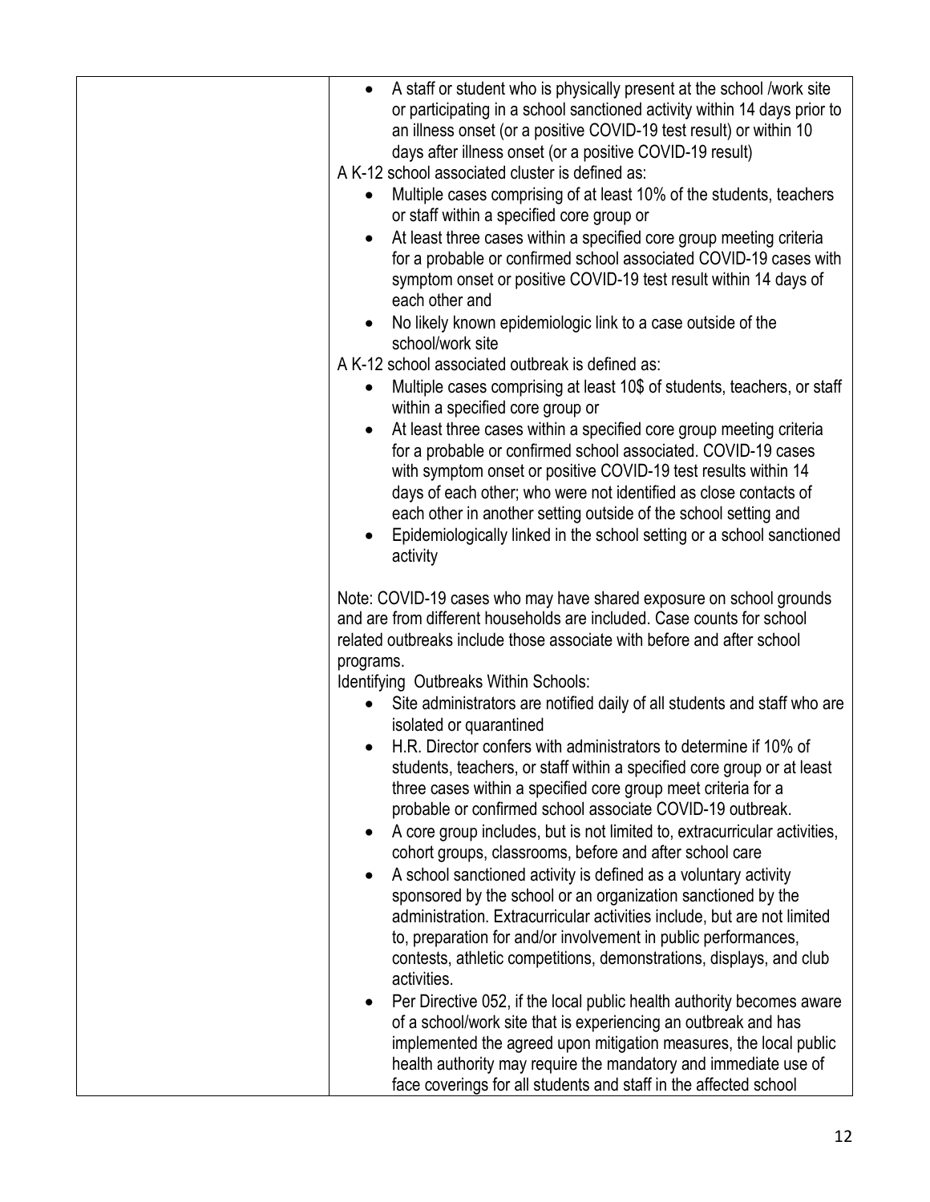| | - A staff or student who is physically present at the school /work site or participating in a school sanctioned activity within 14 days prior to an illness onset (or a positive COVID-19 test result) or within 10 days after illness onset (or a positive COVID-19 result)<br>A K-12 school associated cluster is defined as:<br>- Multiple cases comprising of at least 10% of the students, teachers or staff within a specified core group or<br>- At least three cases within a specified core group meeting criteria for a probable or confirmed school associated COVID-19 cases with symptom onset or positive COVID-19 test result within 14 days of each other and<br>- No likely known epidemiologic link to a case outside of the school/work site<br>A K-12 school associated outbreak is defined as:<br>- Multiple cases comprising at least 10$ of students, teachers, or staff within a specified core group or<br>- At least three cases within a specified core group meeting criteria for a probable or confirmed school associated. COVID-19 cases with symptom onset or positive COVID-19 test results within 14 days of each other; who were not identified as close contacts of each other in another setting outside of the school setting and<br>- Epidemiologically linked in the school setting or a school sanctioned activity<br><br>Note: COVID-19 cases who may have shared exposure on school grounds and are from different households are included. Case counts for school related outbreaks include those associate with before and after school programs.<br>Identifying Outbreaks Within Schools:<br>- Site administrators are notified daily of all students and staff who are isolated or quarantined<br>- H.R. Director confers with administrators to determine if 10% of students, teachers, or staff within a specified core group or at least three cases within a specified core group meet criteria for a probable or confirmed school associate COVID-19 outbreak.<br>- A core group includes, but is not limited to, extracurricular activities, cohort groups, classrooms, before and after school care<br>- A school sanctioned activity is defined as a voluntary activity sponsored by the school or an organization sanctioned by the administration. Extracurricular activities include, but are not limited to, preparation for and/or involvement in public performances, contests, athletic competitions, demonstrations, displays, and club activities.<br>- Per Directive 052, if the local public health authority becomes aware of a school/work site that is experiencing an outbreak and has implemented the agreed upon mitigation measures, the local public health authority may require the mandatory and immediate use of face coverings for all students and staff in the affected school |
|---|---|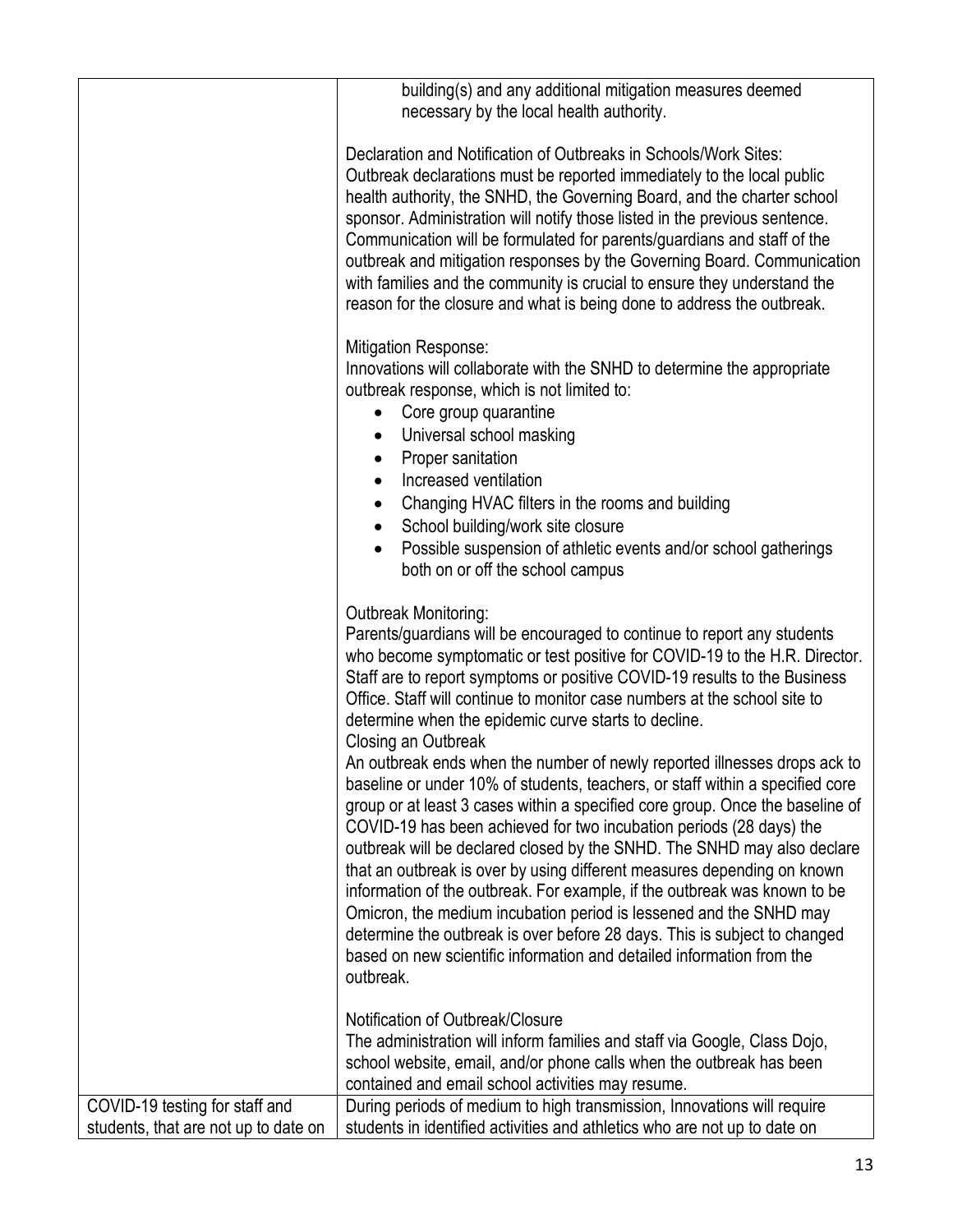| | |
|---|---|
| | building(s) and any additional mitigation measures deemed necessary by the local health authority.<br><br>Declaration and Notification of Outbreaks in Schools/Work Sites:<br>Outbreak declarations must be reported immediately to the local public health authority, the SNHD, the Governing Board, and the charter school sponsor. Administration will notify those listed in the previous sentence. Communication will be formulated for parents/guardians and staff of the outbreak and mitigation responses by the Governing Board. Communication with families and the community is crucial to ensure they understand the reason for the closure and what is being done to address the outbreak.<br><br>Mitigation Response:<br>Innovations will collaborate with the SNHD to determine the appropriate outbreak response, which is not limited to:<br>• Core group quarantine<br>• Universal school masking<br>• Proper sanitation<br>• Increased ventilation<br>• Changing HVAC filters in the rooms and building<br>• School building/work site closure<br>• Possible suspension of athletic events and/or school gatherings both on or off the school campus<br><br>Outbreak Monitoring:<br>Parents/guardians will be encouraged to continue to report any students who become symptomatic or test positive for COVID-19 to the H.R. Director. Staff are to report symptoms or positive COVID-19 results to the Business Office. Staff will continue to monitor case numbers at the school site to determine when the epidemic curve starts to decline.<br>Closing an Outbreak<br>An outbreak ends when the number of newly reported illnesses drops ack to baseline or under 10% of students, teachers, or staff within a specified core group or at least 3 cases within a specified core group. Once the baseline of COVID-19 has been achieved for two incubation periods (28 days) the outbreak will be declared closed by the SNHD. The SNHD may also declare that an outbreak is over by using different measures depending on known information of the outbreak. For example, if the outbreak was known to be Omicron, the medium incubation period is lessened and the SNHD may determine the outbreak is over before 28 days. This is subject to changed based on new scientific information and detailed information from the outbreak.<br><br>Notification of Outbreak/Closure<br>The administration will inform families and staff via Google, Class Dojo, school website, email, and/or phone calls when the outbreak has been contained and email school activities may resume. |
| COVID-19 testing for staff and students, that are not up to date on | During periods of medium to high transmission, Innovations will require students in identified activities and athletics who are not up to date on |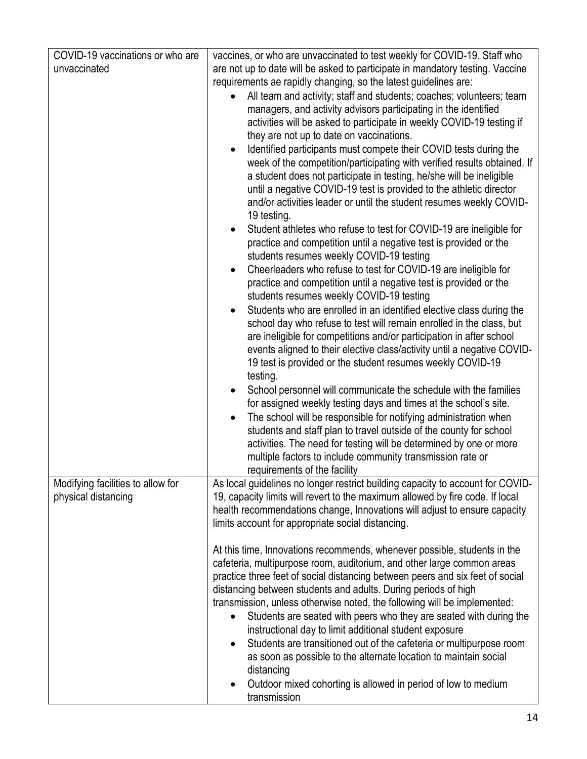| | |
|---|---|
| COVID-19 vaccinations or who are unvaccinated | vaccines, or who are unvaccinated to test weekly for COVID-19. Staff who are not up to date will be asked to participate in mandatory testing. Vaccine requirements ae rapidly changing, so the latest guidelines are:<br>• All team and activity; staff and students; coaches; volunteers; team managers, and activity advisors participating in the identified activities will be asked to participate in weekly COVID-19 testing if they are not up to date on vaccinations.<br>• Identified participants must compete their COVID tests during the week of the competition/participating with verified results obtained. If a student does not participate in testing, he/she will be ineligible until a negative COVID-19 test is provided to the athletic director and/or activities leader or until the student resumes weekly COVID-19 testing.<br>• Student athletes who refuse to test for COVID-19 are ineligible for practice and competition until a negative test is provided or the students resumes weekly COVID-19 testing<br>• Cheerleaders who refuse to test for COVID-19 are ineligible for practice and competition until a negative test is provided or the students resumes weekly COVID-19 testing<br>• Students who are enrolled in an identified elective class during the school day who refuse to test will remain enrolled in the class, but are ineligible for competitions and/or participation in after school events aligned to their elective class/activity until a negative COVID-19 test is provided or the student resumes weekly COVID-19 testing.<br>• School personnel will communicate the schedule with the families for assigned weekly testing days and times at the school's site.<br>• The school will be responsible for notifying administration when students and staff plan to travel outside of the county for school activities. The need for testing will be determined by one or more multiple factors to include community transmission rate or requirements of the facility |
| Modifying facilities to allow for physical distancing | As local guidelines no longer restrict building capacity to account for COVID-19, capacity limits will revert to the maximum allowed by fire code. If local health recommendations change, Innovations will adjust to ensure capacity limits account for appropriate social distancing.<br><br>At this time, Innovations recommends, whenever possible, students in the cafeteria, multipurpose room, auditorium, and other large common areas practice three feet of social distancing between peers and six feet of social distancing between students and adults. During periods of high transmission, unless otherwise noted, the following will be implemented:<br>• Students are seated with peers who they are seated with during the instructional day to limit additional student exposure<br>• Students are transitioned out of the cafeteria or multipurpose room as soon as possible to the alternate location to maintain social distancing<br>• Outdoor mixed cohorting is allowed in period of low to medium transmission |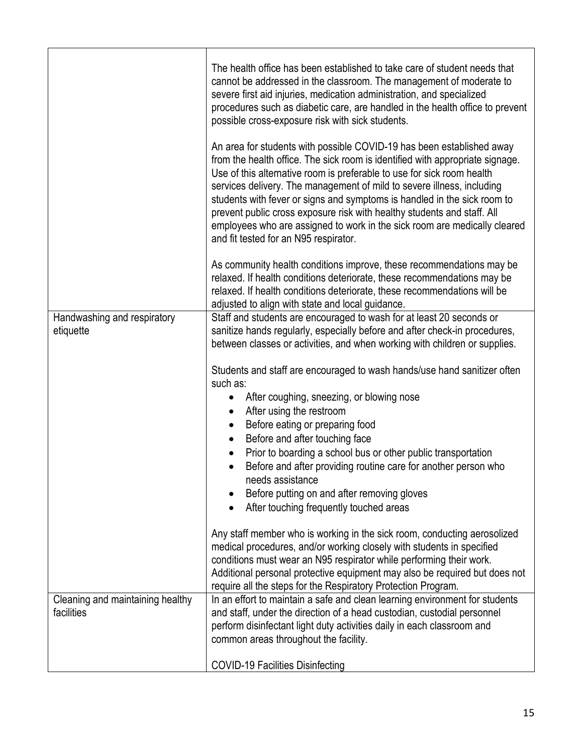| | |
|---|---|
| | The health office has been established to take care of student needs that cannot be addressed in the classroom. The management of moderate to severe first aid injuries, medication administration, and specialized procedures such as diabetic care, are handled in the health office to prevent possible cross-exposure risk with sick students.<br><br>An area for students with possible COVID-19 has been established away from the health office. The sick room is identified with appropriate signage. Use of this alternative room is preferable to use for sick room health services delivery. The management of mild to severe illness, including students with fever or signs and symptoms is handled in the sick room to prevent public cross exposure risk with healthy students and staff. All employees who are assigned to work in the sick room are medically cleared and fit tested for an N95 respirator.<br><br>As community health conditions improve, these recommendations may be relaxed. If health conditions deteriorate, these recommendations may be relaxed. If health conditions deteriorate, these recommendations will be adjusted to align with state and local guidance. |
| Handwashing and respiratory etiquette | Staff and students are encouraged to wash for at least 20 seconds or sanitize hands regularly, especially before and after check-in procedures, between classes or activities, and when working with children or supplies.<br><br>Students and staff are encouraged to wash hands/use hand sanitizer often such as:<br>• After coughing, sneezing, or blowing nose<br>• After using the restroom<br>• Before eating or preparing food<br>• Before and after touching face<br>• Prior to boarding a school bus or other public transportation<br>• Before and after providing routine care for another person who needs assistance<br>• Before putting on and after removing gloves<br>• After touching frequently touched areas<br><br>Any staff member who is working in the sick room, conducting aerosolized medical procedures, and/or working closely with students in specified conditions must wear an N95 respirator while performing their work. Additional personal protective equipment may also be required but does not require all the steps for the Respiratory Protection Program. |
| Cleaning and maintaining healthy facilities | In an effort to maintain a safe and clean learning environment for students and staff, under the direction of a head custodian, custodial personnel perform disinfectant light duty activities daily in each classroom and common areas throughout the facility.<br><br>COVID-19 Facilities Disinfecting |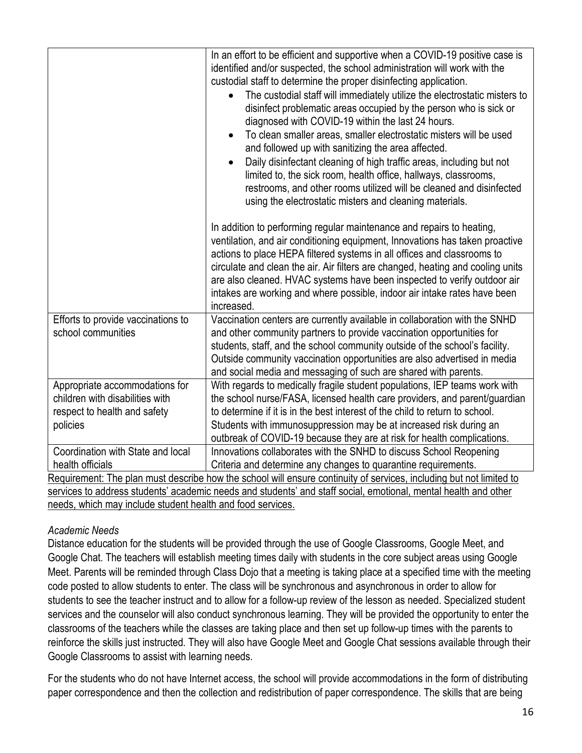| | |
|---|---|
| | In an effort to be efficient and supportive when a COVID-19 positive case is identified and/or suspected, the school administration will work with the custodial staff to determine the proper disinfecting application.<br>• The custodial staff will immediately utilize the electrostatic misters to disinfect problematic areas occupied by the person who is sick or diagnosed with COVID-19 within the last 24 hours.<br>• To clean smaller areas, smaller electrostatic misters will be used and followed up with sanitizing the area affected.<br>• Daily disinfectant cleaning of high traffic areas, including but not limited to, the sick room, health office, hallways, classrooms, restrooms, and other rooms utilized will be cleaned and disinfected using the electrostatic misters and cleaning materials.<br><br>In addition to performing regular maintenance and repairs to heating, ventilation, and air conditioning equipment, Innovations has taken proactive actions to place HEPA filtered systems in all offices and classrooms to circulate and clean the air. Air filters are changed, heating and cooling units are also cleaned. HVAC systems have been inspected to verify outdoor air intakes are working and where possible, indoor air intake rates have been increased. |
| Efforts to provide vaccinations to school communities | Vaccination centers are currently available in collaboration with the SNHD and other community partners to provide vaccination opportunities for students, staff, and the school community outside of the school's facility. Outside community vaccination opportunities are also advertised in media and social media and messaging of such are shared with parents. |
| Appropriate accommodations for children with disabilities with respect to health and safety policies | With regards to medically fragile student populations, IEP teams work with the school nurse/FASA, licensed health care providers, and parent/guardian to determine if it is in the best interest of the child to return to school. Students with immunosuppression may be at increased risk during an outbreak of COVID-19 because they are at risk for health complications. |
| Coordination with State and local health officials | Innovations collaborates with the SNHD to discuss School Reopening Criteria and determine any changes to quarantine requirements. |

<u>Requirement: The plan must describe how the school will ensure continuity of services, including but not limited to services to address students' academic needs and students' and staff social, emotional, mental health and other needs, which may include student health and food services.</u>

*Academic Needs*

Distance education for the students will be provided through the use of Google Classrooms, Google Meet, and Google Chat. The teachers will establish meeting times daily with students in the core subject areas using Google Meet. Parents will be reminded through Class Dojo that a meeting is taking place at a specified time with the meeting code posted to allow students to enter. The class will be synchronous and asynchronous in order to allow for students to see the teacher instruct and to allow for a follow-up review of the lesson as needed. Specialized student services and the counselor will also conduct synchronous learning. They will be provided the opportunity to enter the classrooms of the teachers while the classes are taking place and then set up follow-up times with the parents to reinforce the skills just instructed. They will also have Google Meet and Google Chat sessions available through their Google Classrooms to assist with learning needs.

For the students who do not have Internet access, the school will provide accommodations in the form of distributing paper correspondence and then the collection and redistribution of paper correspondence. The skills that are being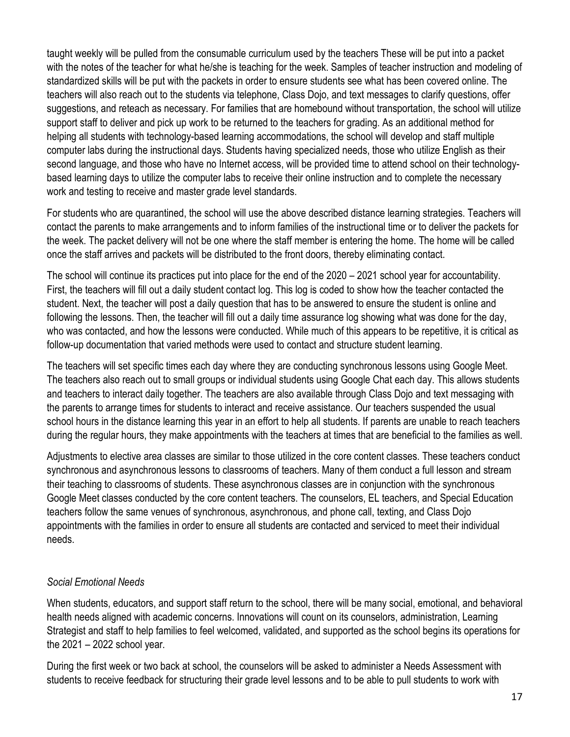taught weekly will be pulled from the consumable curriculum used by the teachers These will be put into a packet with the notes of the teacher for what he/she is teaching for the week. Samples of teacher instruction and modeling of standardized skills will be put with the packets in order to ensure students see what has been covered online. The teachers will also reach out to the students via telephone, Class Dojo, and text messages to clarify questions, offer suggestions, and reteach as necessary. For families that are homebound without transportation, the school will utilize support staff to deliver and pick up work to be returned to the teachers for grading. As an additional method for helping all students with technology-based learning accommodations, the school will develop and staff multiple computer labs during the instructional days. Students having specialized needs, those who utilize English as their second language, and those who have no Internet access, will be provided time to attend school on their technology-based learning days to utilize the computer labs to receive their online instruction and to complete the necessary work and testing to receive and master grade level standards.

For students who are quarantined, the school will use the above described distance learning strategies. Teachers will contact the parents to make arrangements and to inform families of the instructional time or to deliver the packets for the week. The packet delivery will not be one where the staff member is entering the home. The home will be called once the staff arrives and packets will be distributed to the front doors, thereby eliminating contact.

The school will continue its practices put into place for the end of the 2020 – 2021 school year for accountability. First, the teachers will fill out a daily student contact log. This log is coded to show how the teacher contacted the student. Next, the teacher will post a daily question that has to be answered to ensure the student is online and following the lessons. Then, the teacher will fill out a daily time assurance log showing what was done for the day, who was contacted, and how the lessons were conducted. While much of this appears to be repetitive, it is critical as follow-up documentation that varied methods were used to contact and structure student learning.

The teachers will set specific times each day where they are conducting synchronous lessons using Google Meet. The teachers also reach out to small groups or individual students using Google Chat each day. This allows students and teachers to interact daily together. The teachers are also available through Class Dojo and text messaging with the parents to arrange times for students to interact and receive assistance. Our teachers suspended the usual school hours in the distance learning this year in an effort to help all students. If parents are unable to reach teachers during the regular hours, they make appointments with the teachers at times that are beneficial to the families as well.

Adjustments to elective area classes are similar to those utilized in the core content classes. These teachers conduct synchronous and asynchronous lessons to classrooms of teachers. Many of them conduct a full lesson and stream their teaching to classrooms of students. These asynchronous classes are in conjunction with the synchronous Google Meet classes conducted by the core content teachers. The counselors, EL teachers, and Special Education teachers follow the same venues of synchronous, asynchronous, and phone call, texting, and Class Dojo appointments with the families in order to ensure all students are contacted and serviced to meet their individual needs.

*Social Emotional Needs*

When students, educators, and support staff return to the school, there will be many social, emotional, and behavioral health needs aligned with academic concerns. Innovations will count on its counselors, administration, Learning Strategist and staff to help families to feel welcomed, validated, and supported as the school begins its operations for the 2021 – 2022 school year.

During the first week or two back at school, the counselors will be asked to administer a Needs Assessment with students to receive feedback for structuring their grade level lessons and to be able to pull students to work with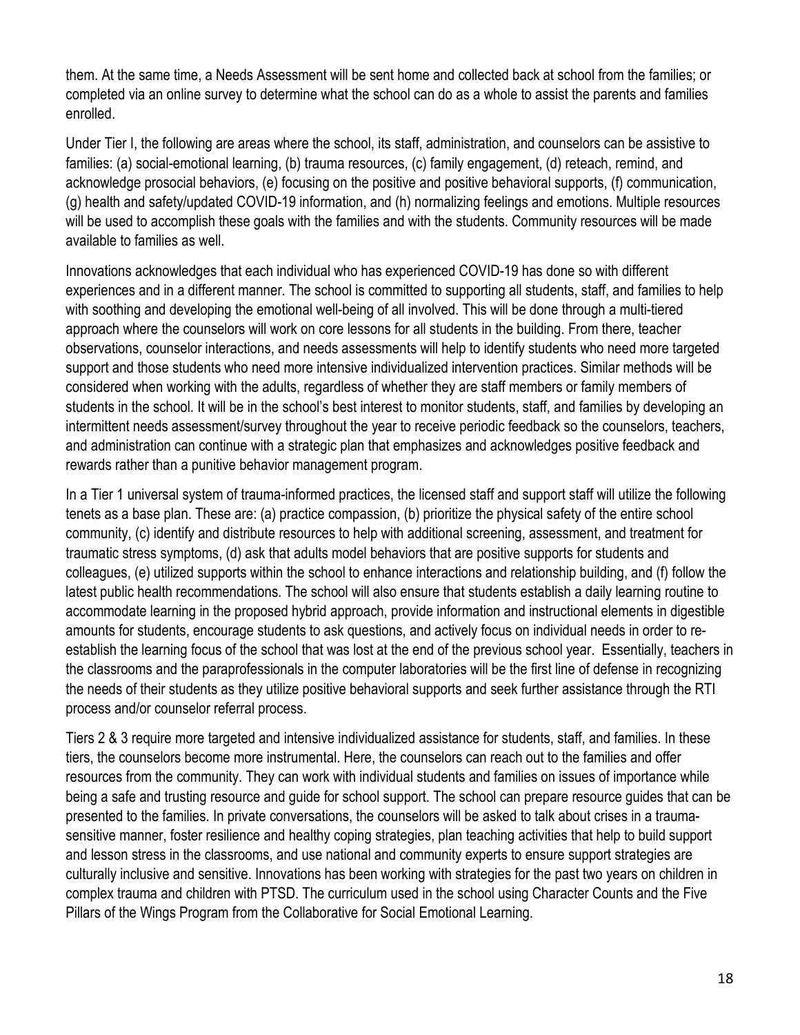them. At the same time, a Needs Assessment will be sent home and collected back at school from the families; or completed via an online survey to determine what the school can do as a whole to assist the parents and families enrolled.

Under Tier I, the following are areas where the school, its staff, administration, and counselors can be assistive to families: (a) social-emotional learning, (b) trauma resources, (c) family engagement, (d) reteach, remind, and acknowledge prosocial behaviors, (e) focusing on the positive and positive behavioral supports, (f) communication, (g) health and safety/updated COVID-19 information, and (h) normalizing feelings and emotions. Multiple resources will be used to accomplish these goals with the families and with the students. Community resources will be made available to families as well.

Innovations acknowledges that each individual who has experienced COVID-19 has done so with different experiences and in a different manner. The school is committed to supporting all students, staff, and families to help with soothing and developing the emotional well-being of all involved. This will be done through a multi-tiered approach where the counselors will work on core lessons for all students in the building. From there, teacher observations, counselor interactions, and needs assessments will help to identify students who need more targeted support and those students who need more intensive individualized intervention practices. Similar methods will be considered when working with the adults, regardless of whether they are staff members or family members of students in the school. It will be in the school's best interest to monitor students, staff, and families by developing an intermittent needs assessment/survey throughout the year to receive periodic feedback so the counselors, teachers, and administration can continue with a strategic plan that emphasizes and acknowledges positive feedback and rewards rather than a punitive behavior management program.

In a Tier 1 universal system of trauma-informed practices, the licensed staff and support staff will utilize the following tenets as a base plan. These are: (a) practice compassion, (b) prioritize the physical safety of the entire school community, (c) identify and distribute resources to help with additional screening, assessment, and treatment for traumatic stress symptoms, (d) ask that adults model behaviors that are positive supports for students and colleagues, (e) utilized supports within the school to enhance interactions and relationship building, and (f) follow the latest public health recommendations. The school will also ensure that students establish a daily learning routine to accommodate learning in the proposed hybrid approach, provide information and instructional elements in digestible amounts for students, encourage students to ask questions, and actively focus on individual needs in order to re-establish the learning focus of the school that was lost at the end of the previous school year. Essentially, teachers in the classrooms and the paraprofessionals in the computer laboratories will be the first line of defense in recognizing the needs of their students as they utilize positive behavioral supports and seek further assistance through the RTI process and/or counselor referral process.

Tiers 2 & 3 require more targeted and intensive individualized assistance for students, staff, and families. In these tiers, the counselors become more instrumental. Here, the counselors can reach out to the families and offer resources from the community. They can work with individual students and families on issues of importance while being a safe and trusting resource and guide for school support. The school can prepare resource guides that can be presented to the families. In private conversations, the counselors will be asked to talk about crises in a trauma-sensitive manner, foster resilience and healthy coping strategies, plan teaching activities that help to build support and lesson stress in the classrooms, and use national and community experts to ensure support strategies are culturally inclusive and sensitive. Innovations has been working with strategies for the past two years on children in complex trauma and children with PTSD. The curriculum used in the school using Character Counts and the Five Pillars of the Wings Program from the Collaborative for Social Emotional Learning.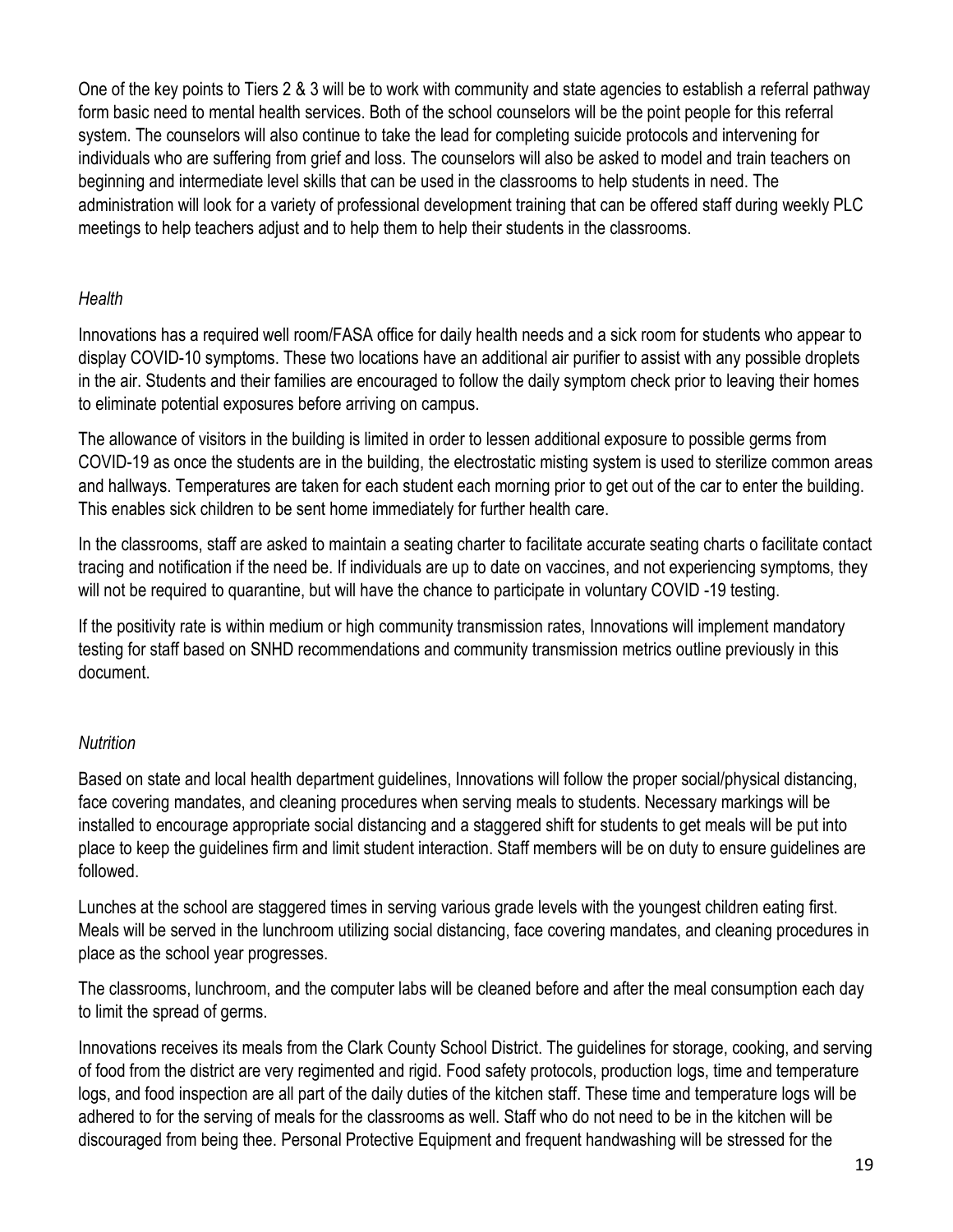One of the key points to Tiers 2 & 3 will be to work with community and state agencies to establish a referral pathway form basic need to mental health services. Both of the school counselors will be the point people for this referral system. The counselors will also continue to take the lead for completing suicide protocols and intervening for individuals who are suffering from grief and loss. The counselors will also be asked to model and train teachers on beginning and intermediate level skills that can be used in the classrooms to help students in need. The administration will look for a variety of professional development training that can be offered staff during weekly PLC meetings to help teachers adjust and to help them to help their students in the classrooms.

*Health*

Innovations has a required well room/FASA office for daily health needs and a sick room for students who appear to display COVID-10 symptoms. These two locations have an additional air purifier to assist with any possible droplets in the air. Students and their families are encouraged to follow the daily symptom check prior to leaving their homes to eliminate potential exposures before arriving on campus.

The allowance of visitors in the building is limited in order to lessen additional exposure to possible germs from COVID-19 as once the students are in the building, the electrostatic misting system is used to sterilize common areas and hallways. Temperatures are taken for each student each morning prior to get out of the car to enter the building. This enables sick children to be sent home immediately for further health care.

In the classrooms, staff are asked to maintain a seating charter to facilitate accurate seating charts o facilitate contact tracing and notification if the need be. If individuals are up to date on vaccines, and not experiencing symptoms, they will not be required to quarantine, but will have the chance to participate in voluntary COVID -19 testing.

If the positivity rate is within medium or high community transmission rates, Innovations will implement mandatory testing for staff based on SNHD recommendations and community transmission metrics outline previously in this document.

*Nutrition*

Based on state and local health department guidelines, Innovations will follow the proper social/physical distancing, face covering mandates, and cleaning procedures when serving meals to students. Necessary markings will be installed to encourage appropriate social distancing and a staggered shift for students to get meals will be put into place to keep the guidelines firm and limit student interaction. Staff members will be on duty to ensure guidelines are followed.

Lunches at the school are staggered times in serving various grade levels with the youngest children eating first. Meals will be served in the lunchroom utilizing social distancing, face covering mandates, and cleaning procedures in place as the school year progresses.

The classrooms, lunchroom, and the computer labs will be cleaned before and after the meal consumption each day to limit the spread of germs.

Innovations receives its meals from the Clark County School District. The guidelines for storage, cooking, and serving of food from the district are very regimented and rigid. Food safety protocols, production logs, time and temperature logs, and food inspection are all part of the daily duties of the kitchen staff. These time and temperature logs will be adhered to for the serving of meals for the classrooms as well. Staff who do not need to be in the kitchen will be discouraged from being thee. Personal Protective Equipment and frequent handwashing will be stressed for the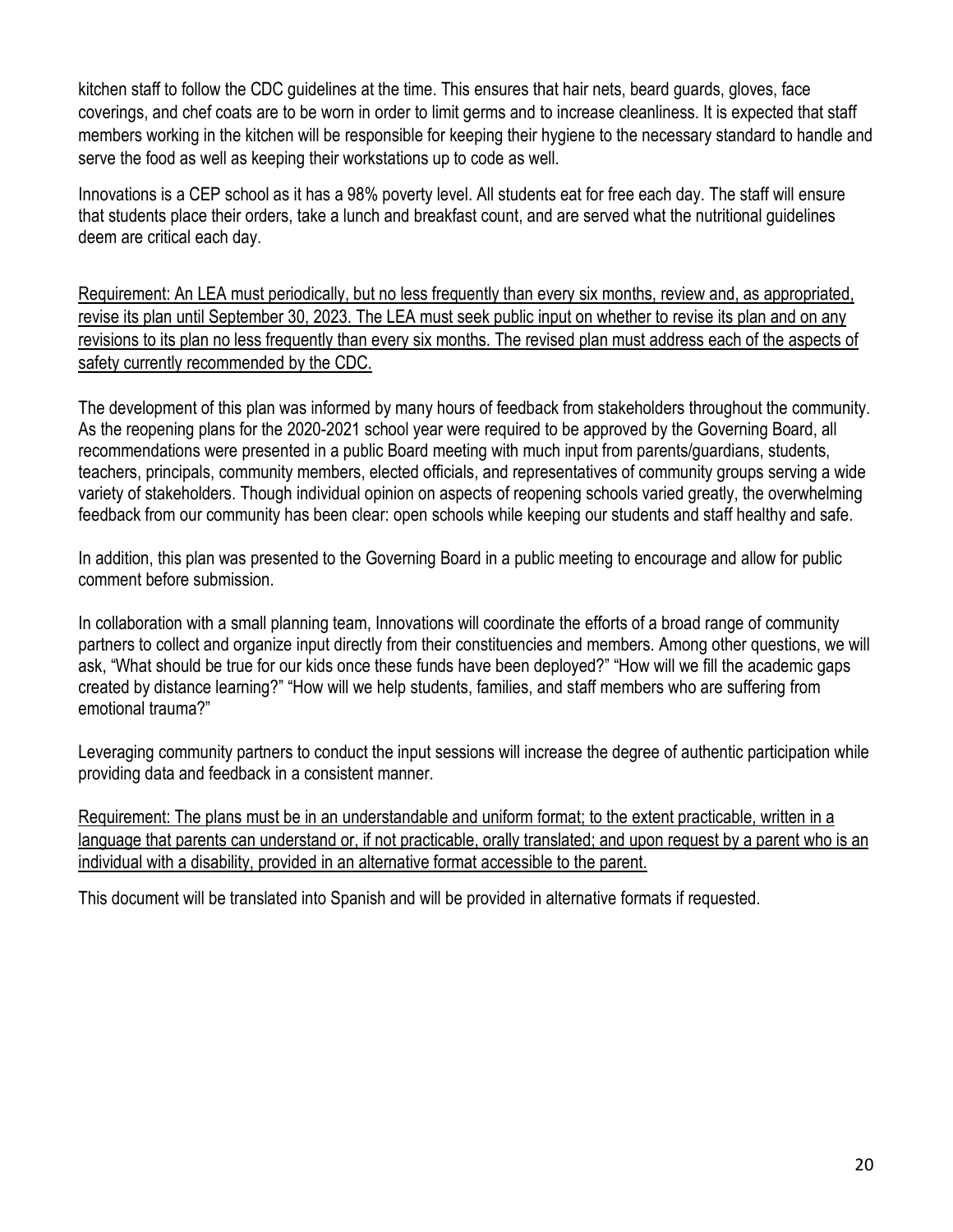kitchen staff to follow the CDC guidelines at the time. This ensures that hair nets, beard guards, gloves, face coverings, and chef coats are to be worn in order to limit germs and to increase cleanliness. It is expected that staff members working in the kitchen will be responsible for keeping their hygiene to the necessary standard to handle and serve the food as well as keeping their workstations up to code as well.

Innovations is a CEP school as it has a 98% poverty level. All students eat for free each day. The staff will ensure that students place their orders, take a lunch and breakfast count, and are served what the nutritional guidelines deem are critical each day.

<u>Requirement: An LEA must periodically, but no less frequently than every six months, review and, as appropriated, revise its plan until September 30, 2023. The LEA must seek public input on whether to revise its plan and on any revisions to its plan no less frequently than every six months. The revised plan must address each of the aspects of safety currently recommended by the CDC.</u>

The development of this plan was informed by many hours of feedback from stakeholders throughout the community. As the reopening plans for the 2020-2021 school year were required to be approved by the Governing Board, all recommendations were presented in a public Board meeting with much input from parents/guardians, students, teachers, principals, community members, elected officials, and representatives of community groups serving a wide variety of stakeholders. Though individual opinion on aspects of reopening schools varied greatly, the overwhelming feedback from our community has been clear: open schools while keeping our students and staff healthy and safe.

In addition, this plan was presented to the Governing Board in a public meeting to encourage and allow for public comment before submission.

In collaboration with a small planning team, Innovations will coordinate the efforts of a broad range of community partners to collect and organize input directly from their constituencies and members. Among other questions, we will ask, "What should be true for our kids once these funds have been deployed?" "How will we fill the academic gaps created by distance learning?" "How will we help students, families, and staff members who are suffering from emotional trauma?"

Leveraging community partners to conduct the input sessions will increase the degree of authentic participation while providing data and feedback in a consistent manner.

<u>Requirement: The plans must be in an understandable and uniform format; to the extent practicable, written in a language that parents can understand or, if not practicable, orally translated; and upon request by a parent who is an individual with a disability, provided in an alternative format accessible to the parent.</u>

This document will be translated into Spanish and will be provided in alternative formats if requested.